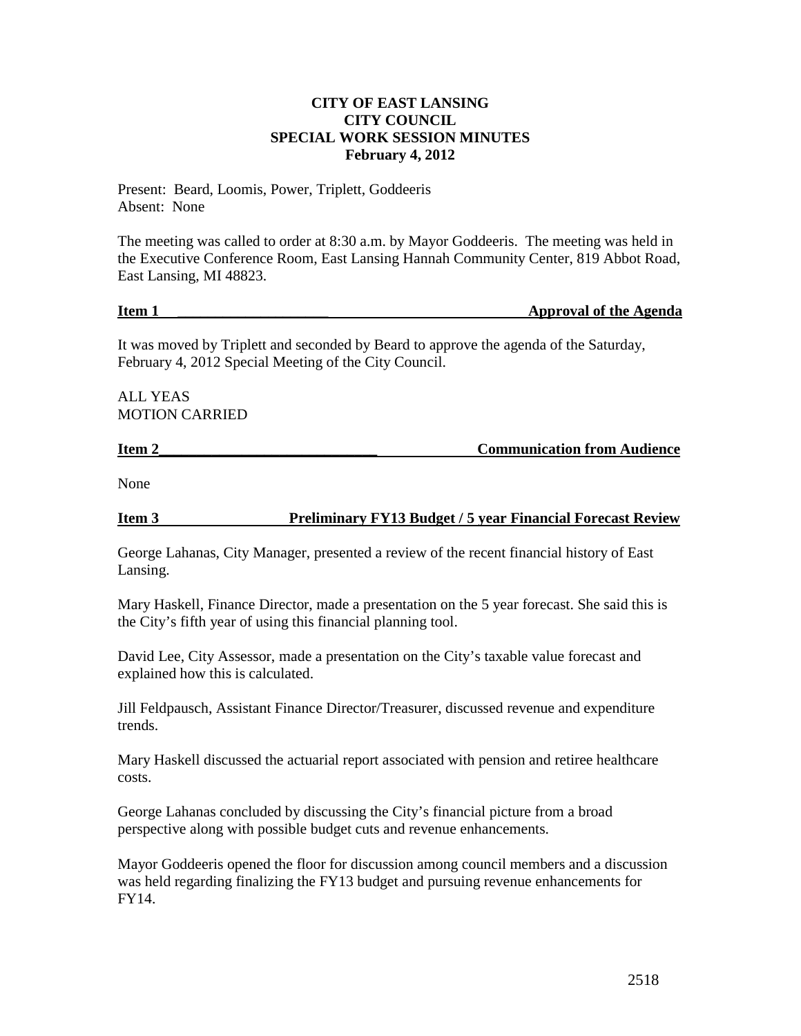**CITY OF EAST LANSING**
**CITY COUNCIL**
**SPECIAL WORK SESSION MINUTES**
**February 4, 2012**

Present: Beard, Loomis, Power, Triplett, Goddeeris
Absent: None

The meeting was called to order at 8:30 a.m. by Mayor Goddeeris. The meeting was held in the Executive Conference Room, East Lansing Hannah Community Center, 819 Abbot Road, East Lansing, MI 48823.

**Item 1 — Approval of the Agenda**

It was moved by Triplett and seconded by Beard to approve the agenda of the Saturday, February 4, 2012 Special Meeting of the City Council.

ALL YEAS
MOTION CARRIED

**Item 2 — Communication from Audience**

None

**Item 3 — Preliminary FY13 Budget / 5 year Financial Forecast Review**

George Lahanas, City Manager, presented a review of the recent financial history of East Lansing.

Mary Haskell, Finance Director, made a presentation on the 5 year forecast. She said this is the City's fifth year of using this financial planning tool.

David Lee, City Assessor, made a presentation on the City's taxable value forecast and explained how this is calculated.

Jill Feldpausch, Assistant Finance Director/Treasurer, discussed revenue and expenditure trends.

Mary Haskell discussed the actuarial report associated with pension and retiree healthcare costs.

George Lahanas concluded by discussing the City's financial picture from a broad perspective along with possible budget cuts and revenue enhancements.

Mayor Goddeeris opened the floor for discussion among council members and a discussion was held regarding finalizing the FY13 budget and pursuing revenue enhancements for FY14.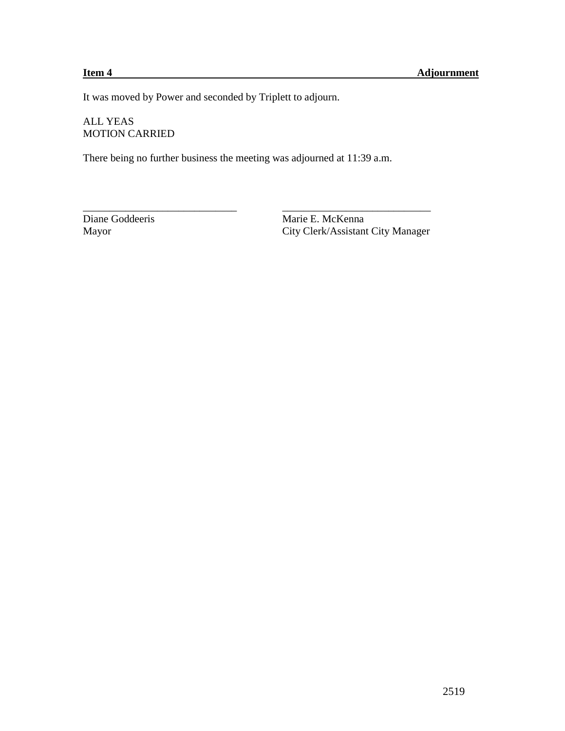**Item 4 Adjournment**

It was moved by Power and seconded by Triplett to adjourn.

ALL YEAS
MOTION CARRIED

There being no further business the meeting was adjourned at 11:39 a.m.

_____________________________ _____________________________

Diane Goddeeris
Mayor

Marie E. McKenna
City Clerk/Assistant City Manager